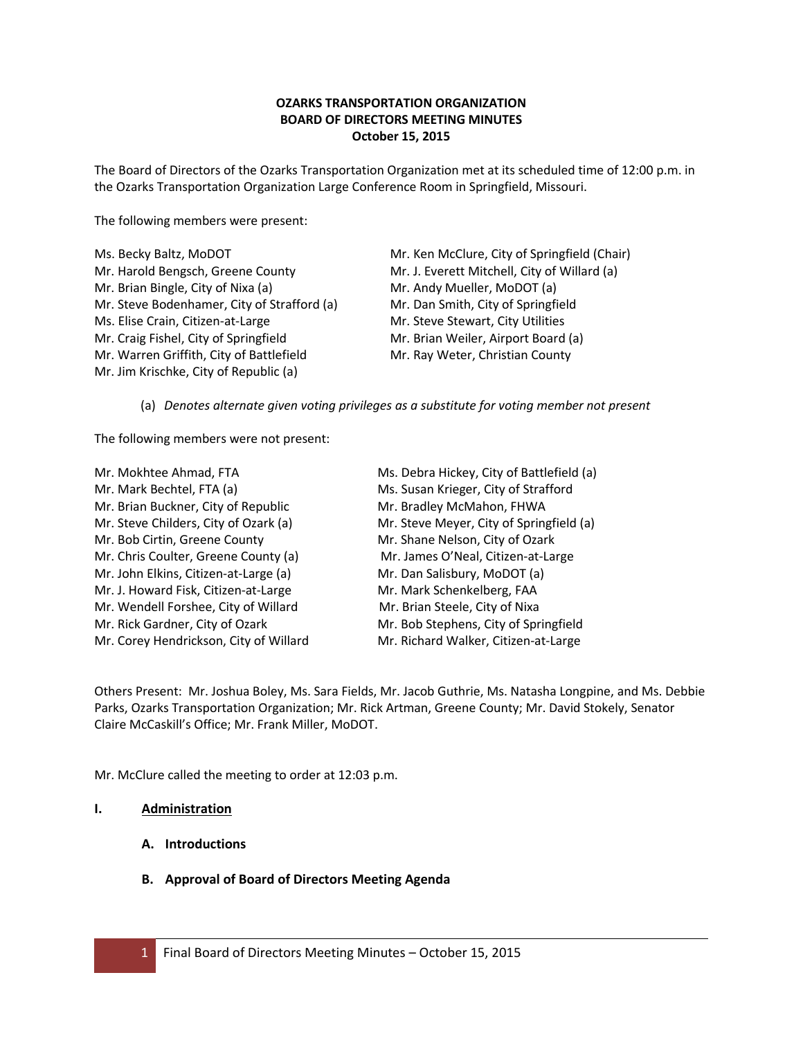**OZARKS TRANSPORTATION ORGANIZATION**
**BOARD OF DIRECTORS MEETING MINUTES**
**October 15, 2015**

The Board of Directors of the Ozarks Transportation Organization met at its scheduled time of 12:00 p.m. in the Ozarks Transportation Organization Large Conference Room in Springfield, Missouri.

The following members were present:

Ms. Becky Baltz, MoDOT
Mr. Harold Bengsch, Greene County
Mr. Brian Bingle, City of Nixa (a)
Mr. Steve Bodenhamer, City of Strafford (a)
Ms. Elise Crain, Citizen-at-Large
Mr. Craig Fishel, City of Springfield
Mr. Warren Griffith, City of Battlefield
Mr. Jim Krischke, City of Republic (a)
Mr. Ken McClure, City of Springfield (Chair)
Mr. J. Everett Mitchell, City of Willard (a)
Mr. Andy Mueller, MoDOT (a)
Mr. Dan Smith, City of Springfield
Mr. Steve Stewart, City Utilities
Mr. Brian Weiler, Airport Board (a)
Mr. Ray Weter, Christian County

(a) *Denotes alternate given voting privileges as a substitute for voting member not present*

The following members were not present:

Mr. Mokhtee Ahmad, FTA
Mr. Mark Bechtel, FTA (a)
Mr. Brian Buckner, City of Republic
Mr. Steve Childers, City of Ozark (a)
Mr. Bob Cirtin, Greene County
Mr. Chris Coulter, Greene County (a)
Mr. John Elkins, Citizen-at-Large (a)
Mr. J. Howard Fisk, Citizen-at-Large
Mr. Wendell Forshee, City of Willard
Mr. Rick Gardner, City of Ozark
Mr. Corey Hendrickson, City of Willard
Ms. Debra Hickey, City of Battlefield (a)
Ms. Susan Krieger, City of Strafford
Mr. Bradley McMahon, FHWA
Mr. Steve Meyer, City of Springfield (a)
Mr. Shane Nelson, City of Ozark
Mr. James O'Neal, Citizen-at-Large
Mr. Dan Salisbury, MoDOT (a)
Mr. Mark Schenkelberg, FAA
Mr. Brian Steele, City of Nixa
Mr. Bob Stephens, City of Springfield
Mr. Richard Walker, Citizen-at-Large

Others Present: Mr. Joshua Boley, Ms. Sara Fields, Mr. Jacob Guthrie, Ms. Natasha Longpine, and Ms. Debbie Parks, Ozarks Transportation Organization; Mr. Rick Artman, Greene County; Mr. David Stokely, Senator Claire McCaskill's Office; Mr. Frank Miller, MoDOT.

Mr. McClure called the meeting to order at 12:03 p.m.

## I. Administration

### A. Introductions

### B. Approval of Board of Directors Meeting Agenda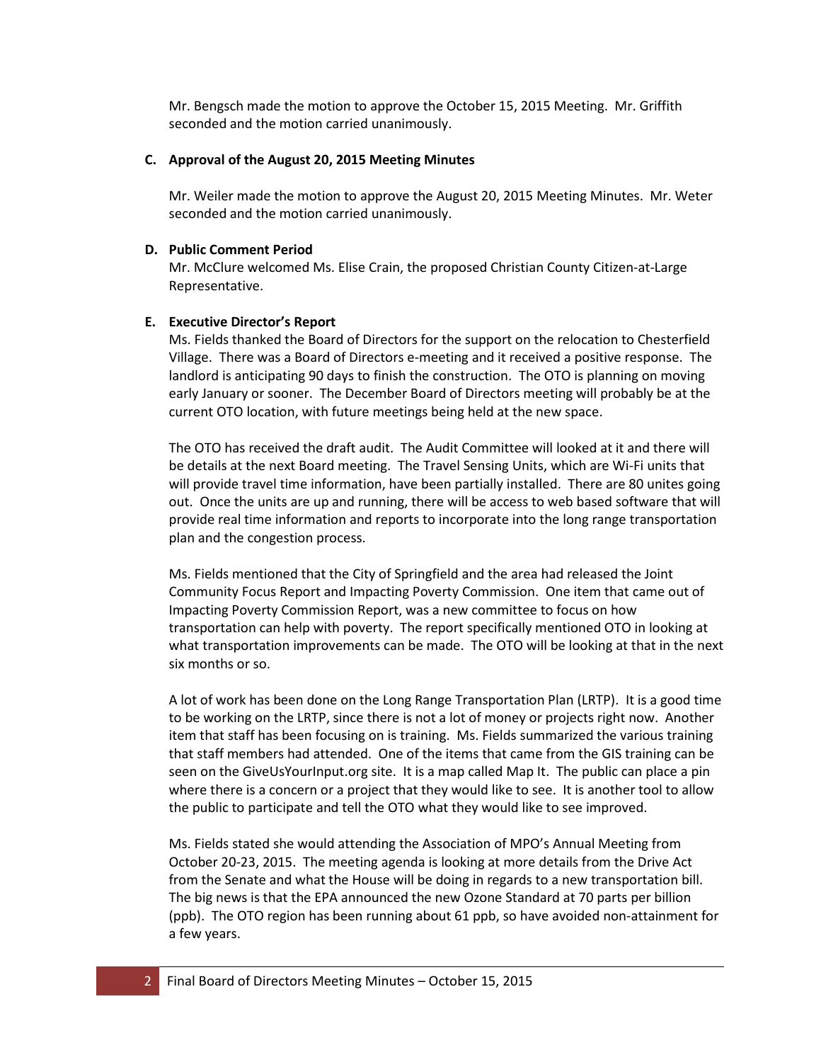Mr. Bengsch made the motion to approve the October 15, 2015 Meeting. Mr. Griffith seconded and the motion carried unanimously.

**C. Approval of the August 20, 2015 Meeting Minutes**

Mr. Weiler made the motion to approve the August 20, 2015 Meeting Minutes. Mr. Weter seconded and the motion carried unanimously.

**D. Public Comment Period**

Mr. McClure welcomed Ms. Elise Crain, the proposed Christian County Citizen-at-Large Representative.

**E. Executive Director's Report**

Ms. Fields thanked the Board of Directors for the support on the relocation to Chesterfield Village. There was a Board of Directors e-meeting and it received a positive response. The landlord is anticipating 90 days to finish the construction. The OTO is planning on moving early January or sooner. The December Board of Directors meeting will probably be at the current OTO location, with future meetings being held at the new space.

The OTO has received the draft audit. The Audit Committee will looked at it and there will be details at the next Board meeting. The Travel Sensing Units, which are Wi-Fi units that will provide travel time information, have been partially installed. There are 80 unites going out. Once the units are up and running, there will be access to web based software that will provide real time information and reports to incorporate into the long range transportation plan and the congestion process.

Ms. Fields mentioned that the City of Springfield and the area had released the Joint Community Focus Report and Impacting Poverty Commission. One item that came out of Impacting Poverty Commission Report, was a new committee to focus on how transportation can help with poverty. The report specifically mentioned OTO in looking at what transportation improvements can be made. The OTO will be looking at that in the next six months or so.

A lot of work has been done on the Long Range Transportation Plan (LRTP). It is a good time to be working on the LRTP, since there is not a lot of money or projects right now. Another item that staff has been focusing on is training. Ms. Fields summarized the various training that staff members had attended. One of the items that came from the GIS training can be seen on the GiveUsYourInput.org site. It is a map called Map It. The public can place a pin where there is a concern or a project that they would like to see. It is another tool to allow the public to participate and tell the OTO what they would like to see improved.

Ms. Fields stated she would attending the Association of MPO's Annual Meeting from October 20-23, 2015. The meeting agenda is looking at more details from the Drive Act from the Senate and what the House will be doing in regards to a new transportation bill. The big news is that the EPA announced the new Ozone Standard at 70 parts per billion (ppb). The OTO region has been running about 61 ppb, so have avoided non-attainment for a few years.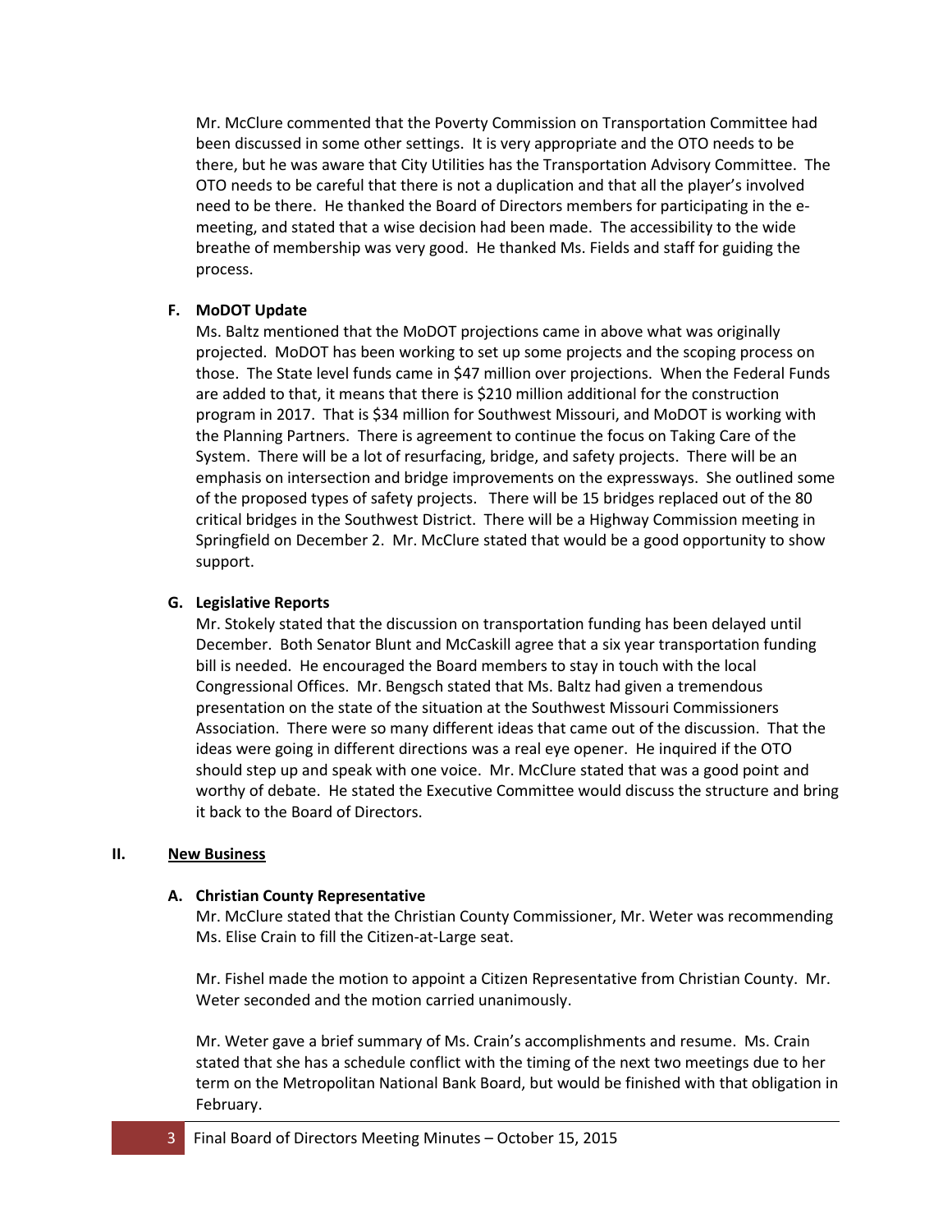Mr. McClure commented that the Poverty Commission on Transportation Committee had been discussed in some other settings. It is very appropriate and the OTO needs to be there, but he was aware that City Utilities has the Transportation Advisory Committee. The OTO needs to be careful that there is not a duplication and that all the player's involved need to be there. He thanked the Board of Directors members for participating in the e-meeting, and stated that a wise decision had been made. The accessibility to the wide breathe of membership was very good. He thanked Ms. Fields and staff for guiding the process.

**F. MoDOT Update**

Ms. Baltz mentioned that the MoDOT projections came in above what was originally projected. MoDOT has been working to set up some projects and the scoping process on those. The State level funds came in $47 million over projections. When the Federal Funds are added to that, it means that there is $210 million additional for the construction program in 2017. That is $34 million for Southwest Missouri, and MoDOT is working with the Planning Partners. There is agreement to continue the focus on Taking Care of the System. There will be a lot of resurfacing, bridge, and safety projects. There will be an emphasis on intersection and bridge improvements on the expressways. She outlined some of the proposed types of safety projects. There will be 15 bridges replaced out of the 80 critical bridges in the Southwest District. There will be a Highway Commission meeting in Springfield on December 2. Mr. McClure stated that would be a good opportunity to show support.

**G. Legislative Reports**

Mr. Stokely stated that the discussion on transportation funding has been delayed until December. Both Senator Blunt and McCaskill agree that a six year transportation funding bill is needed. He encouraged the Board members to stay in touch with the local Congressional Offices. Mr. Bengsch stated that Ms. Baltz had given a tremendous presentation on the state of the situation at the Southwest Missouri Commissioners Association. There were so many different ideas that came out of the discussion. That the ideas were going in different directions was a real eye opener. He inquired if the OTO should step up and speak with one voice. Mr. McClure stated that was a good point and worthy of debate. He stated the Executive Committee would discuss the structure and bring it back to the Board of Directors.

## II. New Business

**A. Christian County Representative**

Mr. McClure stated that the Christian County Commissioner, Mr. Weter was recommending Ms. Elise Crain to fill the Citizen-at-Large seat.

Mr. Fishel made the motion to appoint a Citizen Representative from Christian County. Mr. Weter seconded and the motion carried unanimously.

Mr. Weter gave a brief summary of Ms. Crain's accomplishments and resume. Ms. Crain stated that she has a schedule conflict with the timing of the next two meetings due to her term on the Metropolitan National Bank Board, but would be finished with that obligation in February.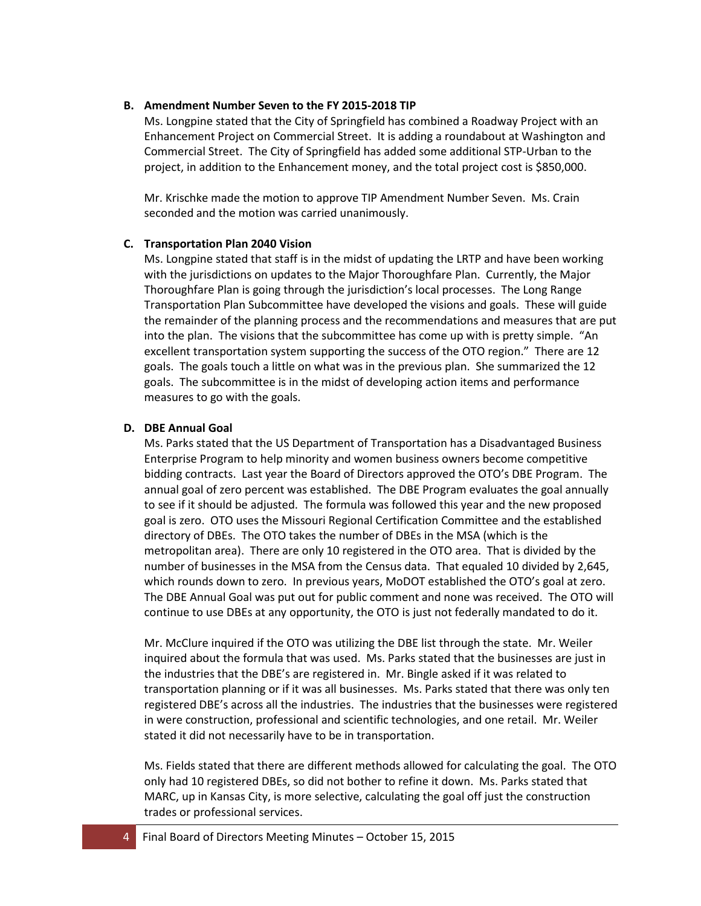**B. Amendment Number Seven to the FY 2015-2018 TIP**

Ms. Longpine stated that the City of Springfield has combined a Roadway Project with an Enhancement Project on Commercial Street. It is adding a roundabout at Washington and Commercial Street. The City of Springfield has added some additional STP-Urban to the project, in addition to the Enhancement money, and the total project cost is $850,000.

Mr. Krischke made the motion to approve TIP Amendment Number Seven. Ms. Crain seconded and the motion was carried unanimously.

**C. Transportation Plan 2040 Vision**

Ms. Longpine stated that staff is in the midst of updating the LRTP and have been working with the jurisdictions on updates to the Major Thoroughfare Plan. Currently, the Major Thoroughfare Plan is going through the jurisdiction's local processes. The Long Range Transportation Plan Subcommittee have developed the visions and goals. These will guide the remainder of the planning process and the recommendations and measures that are put into the plan. The visions that the subcommittee has come up with is pretty simple. "An excellent transportation system supporting the success of the OTO region." There are 12 goals. The goals touch a little on what was in the previous plan. She summarized the 12 goals. The subcommittee is in the midst of developing action items and performance measures to go with the goals.

**D. DBE Annual Goal**

Ms. Parks stated that the US Department of Transportation has a Disadvantaged Business Enterprise Program to help minority and women business owners become competitive bidding contracts. Last year the Board of Directors approved the OTO's DBE Program. The annual goal of zero percent was established. The DBE Program evaluates the goal annually to see if it should be adjusted. The formula was followed this year and the new proposed goal is zero. OTO uses the Missouri Regional Certification Committee and the established directory of DBEs. The OTO takes the number of DBEs in the MSA (which is the metropolitan area). There are only 10 registered in the OTO area. That is divided by the number of businesses in the MSA from the Census data. That equaled 10 divided by 2,645, which rounds down to zero. In previous years, MoDOT established the OTO's goal at zero. The DBE Annual Goal was put out for public comment and none was received. The OTO will continue to use DBEs at any opportunity, the OTO is just not federally mandated to do it.

Mr. McClure inquired if the OTO was utilizing the DBE list through the state. Mr. Weiler inquired about the formula that was used. Ms. Parks stated that the businesses are just in the industries that the DBE's are registered in. Mr. Bingle asked if it was related to transportation planning or if it was all businesses. Ms. Parks stated that there was only ten registered DBE's across all the industries. The industries that the businesses were registered in were construction, professional and scientific technologies, and one retail. Mr. Weiler stated it did not necessarily have to be in transportation.

Ms. Fields stated that there are different methods allowed for calculating the goal. The OTO only had 10 registered DBEs, so did not bother to refine it down. Ms. Parks stated that MARC, up in Kansas City, is more selective, calculating the goal off just the construction trades or professional services.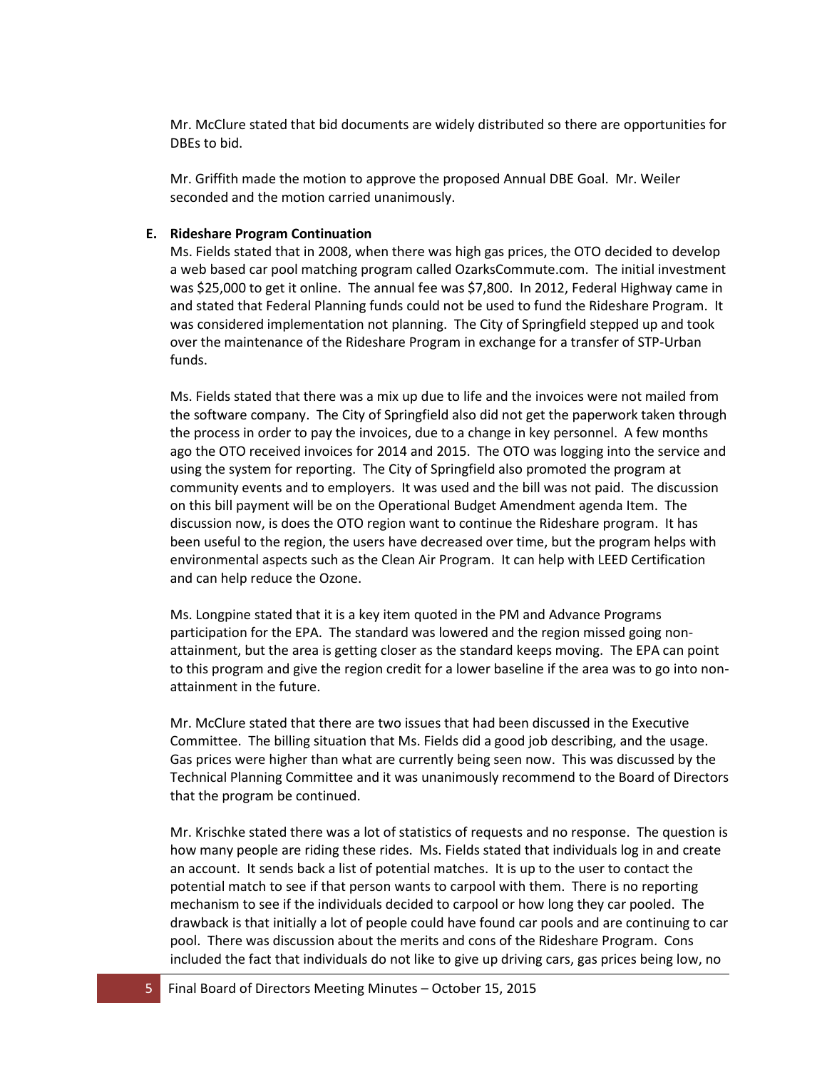Mr. McClure stated that bid documents are widely distributed so there are opportunities for DBEs to bid.

Mr. Griffith made the motion to approve the proposed Annual DBE Goal. Mr. Weiler seconded and the motion carried unanimously.

**E. Rideshare Program Continuation**

Ms. Fields stated that in 2008, when there was high gas prices, the OTO decided to develop a web based car pool matching program called OzarksCommute.com. The initial investment was $25,000 to get it online. The annual fee was $7,800. In 2012, Federal Highway came in and stated that Federal Planning funds could not be used to fund the Rideshare Program. It was considered implementation not planning. The City of Springfield stepped up and took over the maintenance of the Rideshare Program in exchange for a transfer of STP-Urban funds.

Ms. Fields stated that there was a mix up due to life and the invoices were not mailed from the software company. The City of Springfield also did not get the paperwork taken through the process in order to pay the invoices, due to a change in key personnel. A few months ago the OTO received invoices for 2014 and 2015. The OTO was logging into the service and using the system for reporting. The City of Springfield also promoted the program at community events and to employers. It was used and the bill was not paid. The discussion on this bill payment will be on the Operational Budget Amendment agenda Item. The discussion now, is does the OTO region want to continue the Rideshare program. It has been useful to the region, the users have decreased over time, but the program helps with environmental aspects such as the Clean Air Program. It can help with LEED Certification and can help reduce the Ozone.

Ms. Longpine stated that it is a key item quoted in the PM and Advance Programs participation for the EPA. The standard was lowered and the region missed going non-attainment, but the area is getting closer as the standard keeps moving. The EPA can point to this program and give the region credit for a lower baseline if the area was to go into non-attainment in the future.

Mr. McClure stated that there are two issues that had been discussed in the Executive Committee. The billing situation that Ms. Fields did a good job describing, and the usage. Gas prices were higher than what are currently being seen now. This was discussed by the Technical Planning Committee and it was unanimously recommend to the Board of Directors that the program be continued.

Mr. Krischke stated there was a lot of statistics of requests and no response. The question is how many people are riding these rides. Ms. Fields stated that individuals log in and create an account. It sends back a list of potential matches. It is up to the user to contact the potential match to see if that person wants to carpool with them. There is no reporting mechanism to see if the individuals decided to carpool or how long they car pooled. The drawback is that initially a lot of people could have found car pools and are continuing to car pool. There was discussion about the merits and cons of the Rideshare Program. Cons included the fact that individuals do not like to give up driving cars, gas prices being low, no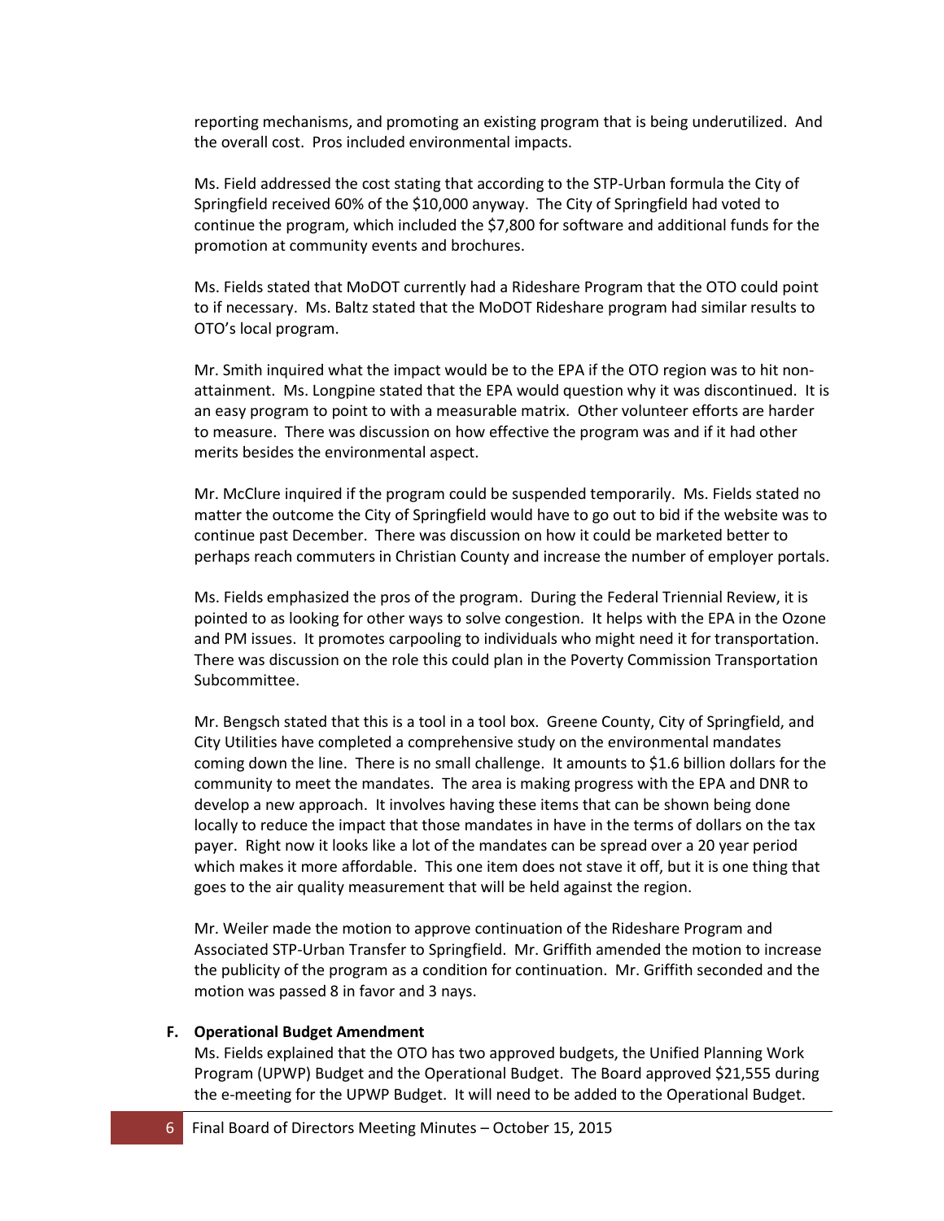reporting mechanisms, and promoting an existing program that is being underutilized. And the overall cost. Pros included environmental impacts.

Ms. Field addressed the cost stating that according to the STP-Urban formula the City of Springfield received 60% of the $10,000 anyway. The City of Springfield had voted to continue the program, which included the $7,800 for software and additional funds for the promotion at community events and brochures.

Ms. Fields stated that MoDOT currently had a Rideshare Program that the OTO could point to if necessary. Ms. Baltz stated that the MoDOT Rideshare program had similar results to OTO's local program.

Mr. Smith inquired what the impact would be to the EPA if the OTO region was to hit non-attainment. Ms. Longpine stated that the EPA would question why it was discontinued. It is an easy program to point to with a measurable matrix. Other volunteer efforts are harder to measure. There was discussion on how effective the program was and if it had other merits besides the environmental aspect.

Mr. McClure inquired if the program could be suspended temporarily. Ms. Fields stated no matter the outcome the City of Springfield would have to go out to bid if the website was to continue past December. There was discussion on how it could be marketed better to perhaps reach commuters in Christian County and increase the number of employer portals.

Ms. Fields emphasized the pros of the program. During the Federal Triennial Review, it is pointed to as looking for other ways to solve congestion. It helps with the EPA in the Ozone and PM issues. It promotes carpooling to individuals who might need it for transportation. There was discussion on the role this could plan in the Poverty Commission Transportation Subcommittee.

Mr. Bengsch stated that this is a tool in a tool box. Greene County, City of Springfield, and City Utilities have completed a comprehensive study on the environmental mandates coming down the line. There is no small challenge. It amounts to $1.6 billion dollars for the community to meet the mandates. The area is making progress with the EPA and DNR to develop a new approach. It involves having these items that can be shown being done locally to reduce the impact that those mandates in have in the terms of dollars on the tax payer. Right now it looks like a lot of the mandates can be spread over a 20 year period which makes it more affordable. This one item does not stave it off, but it is one thing that goes to the air quality measurement that will be held against the region.

Mr. Weiler made the motion to approve continuation of the Rideshare Program and Associated STP-Urban Transfer to Springfield. Mr. Griffith amended the motion to increase the publicity of the program as a condition for continuation. Mr. Griffith seconded and the motion was passed 8 in favor and 3 nays.

**F. Operational Budget Amendment**

Ms. Fields explained that the OTO has two approved budgets, the Unified Planning Work Program (UPWP) Budget and the Operational Budget. The Board approved $21,555 during the e-meeting for the UPWP Budget. It will need to be added to the Operational Budget.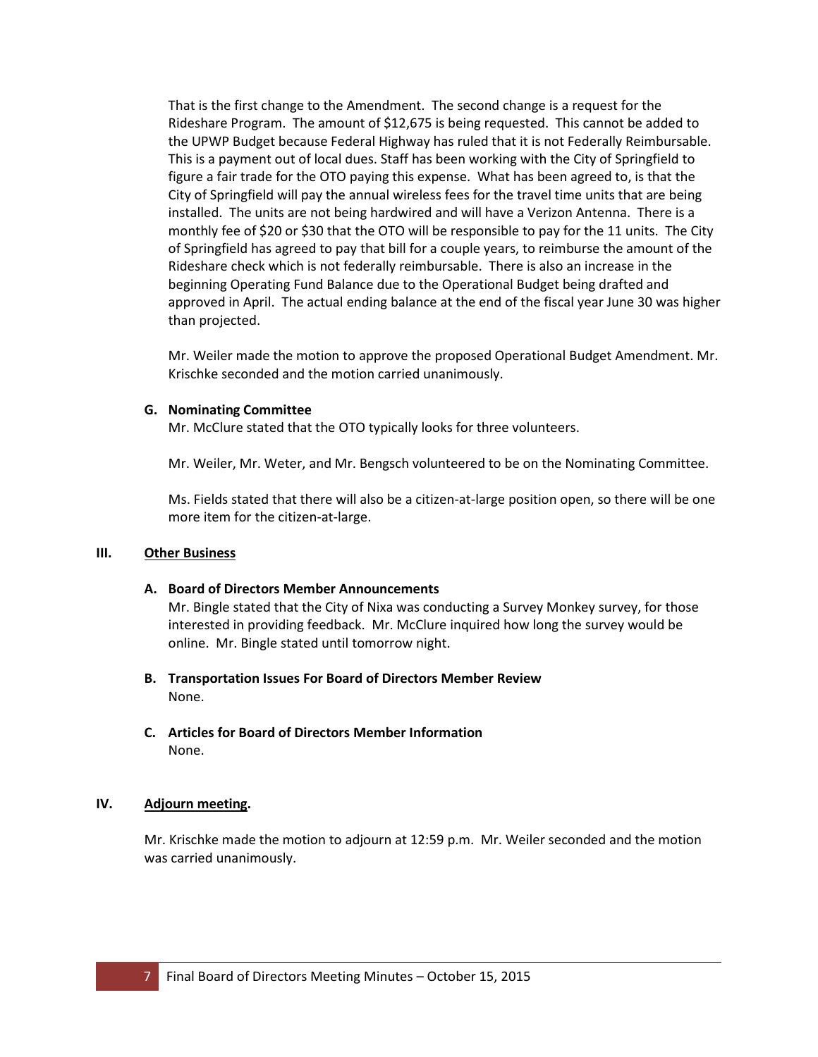That is the first change to the Amendment. The second change is a request for the Rideshare Program. The amount of $12,675 is being requested. This cannot be added to the UPWP Budget because Federal Highway has ruled that it is not Federally Reimbursable. This is a payment out of local dues. Staff has been working with the City of Springfield to figure a fair trade for the OTO paying this expense. What has been agreed to, is that the City of Springfield will pay the annual wireless fees for the travel time units that are being installed. The units are not being hardwired and will have a Verizon Antenna. There is a monthly fee of $20 or $30 that the OTO will be responsible to pay for the 11 units. The City of Springfield has agreed to pay that bill for a couple years, to reimburse the amount of the Rideshare check which is not federally reimbursable. There is also an increase in the beginning Operating Fund Balance due to the Operational Budget being drafted and approved in April. The actual ending balance at the end of the fiscal year June 30 was higher than projected.

Mr. Weiler made the motion to approve the proposed Operational Budget Amendment. Mr. Krischke seconded and the motion carried unanimously.

**G. Nominating Committee**

Mr. McClure stated that the OTO typically looks for three volunteers.

Mr. Weiler, Mr. Weter, and Mr. Bengsch volunteered to be on the Nominating Committee.

Ms. Fields stated that there will also be a citizen-at-large position open, so there will be one more item for the citizen-at-large.

## III. Other Business

**A. Board of Directors Member Announcements**

Mr. Bingle stated that the City of Nixa was conducting a Survey Monkey survey, for those interested in providing feedback. Mr. McClure inquired how long the survey would be online. Mr. Bingle stated until tomorrow night.

**B. Transportation Issues For Board of Directors Member Review**

None.

**C. Articles for Board of Directors Member Information**

None.

## IV. Adjourn meeting.

Mr. Krischke made the motion to adjourn at 12:59 p.m. Mr. Weiler seconded and the motion was carried unanimously.